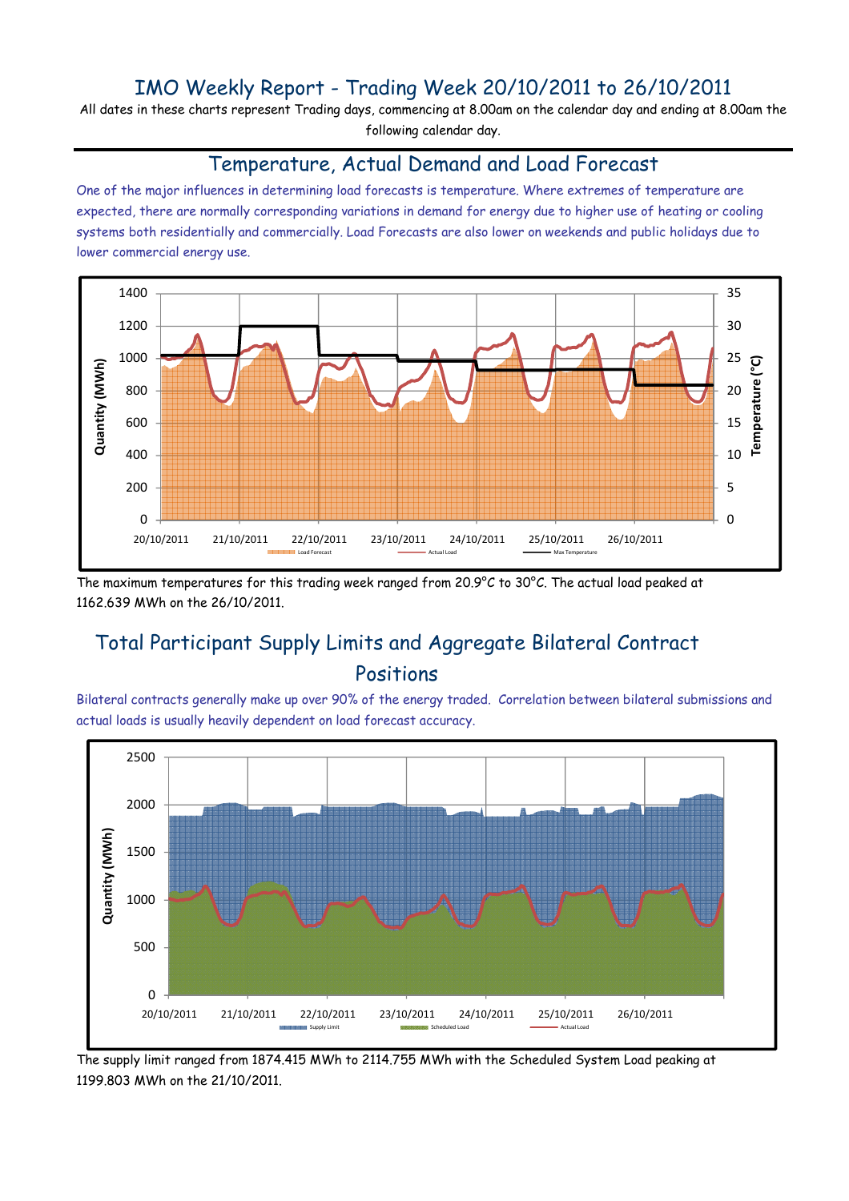# IMO Weekly Report - Trading Week 20/10/2011 to 26/10/2011

All dates in these charts represent Trading days, commencing at 8.00am on the calendar day and ending at 8.00am the following calendar day.

## Temperature, Actual Demand and Load Forecast

One of the major influences in determining load forecasts is temperature. Where extremes of temperature are expected, there are normally corresponding variations in demand for energy due to higher use of heating or cooling systems both residentially and commercially. Load Forecasts are also lower on weekends and public holidays due to lower commercial energy use.

The maximum temperatures for this trading week ranged from 20.9°C to 30°C. The actual load peaked at 1162.639 MWh on the 26/10/2011.

## Total Participant Supply Limits and Aggregate Bilateral Contract Positions

Bilateral contracts generally make up over 90% of the energy traded. Correlation between bilateral submissions and actual loads is usually heavily dependent on load forecast accuracy.

The supply limit ranged from 1874.415 MWh to 2114.755 MWh with the Scheduled System Load peaking at 1199.803 MWh on the 21/10/2011.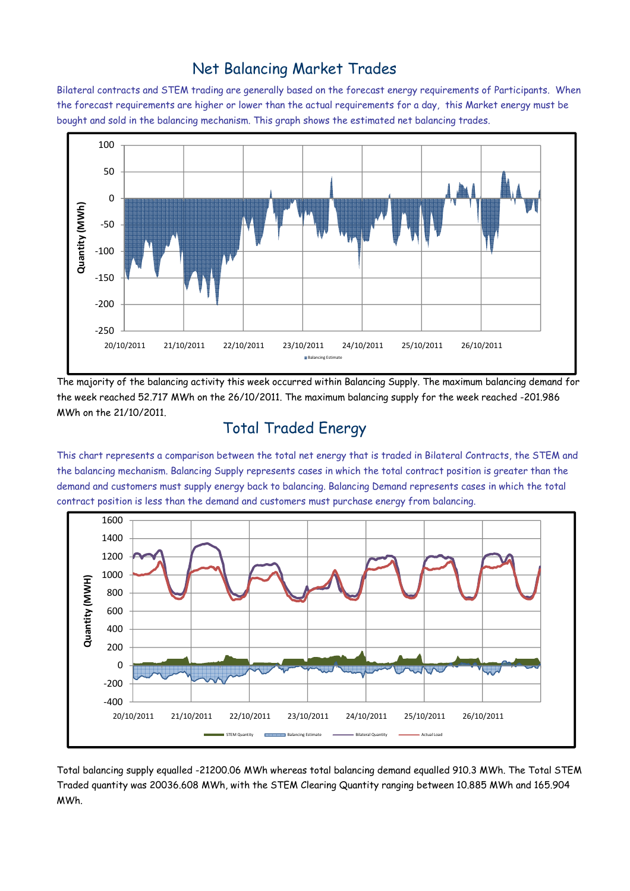## Net Balancing Market Trades

Bilateral contracts and STEM trading are generally based on the forecast energy requirements of Participants. When the forecast requirements are higher or lower than the actual requirements for a day, this Market energy must be bought and sold in the balancing mechanism. This graph shows the estimated net balancing trades.

The majority of the balancing activity this week occurred within Balancing Supply. The maximum balancing demand for the week reached 52.717 MWh on the 26/10/2011. The maximum balancing supply for the week reached -201.986 MWh on the 21/10/2011.

## Total Traded Energy

This chart represents a comparison between the total net energy that is traded in Bilateral Contracts, the STEM and the balancing mechanism. Balancing Supply represents cases in which the total contract position is greater than the demand and customers must supply energy back to balancing. Balancing Demand represents cases in which the total contract position is less than the demand and customers must purchase energy from balancing.

Total balancing supply equalled -21200.06 MWh whereas total balancing demand equalled 910.3 MWh. The Total STEM Traded quantity was 20036.608 MWh, with the STEM Clearing Quantity ranging between 10.885 MWh and 165.904 MWh.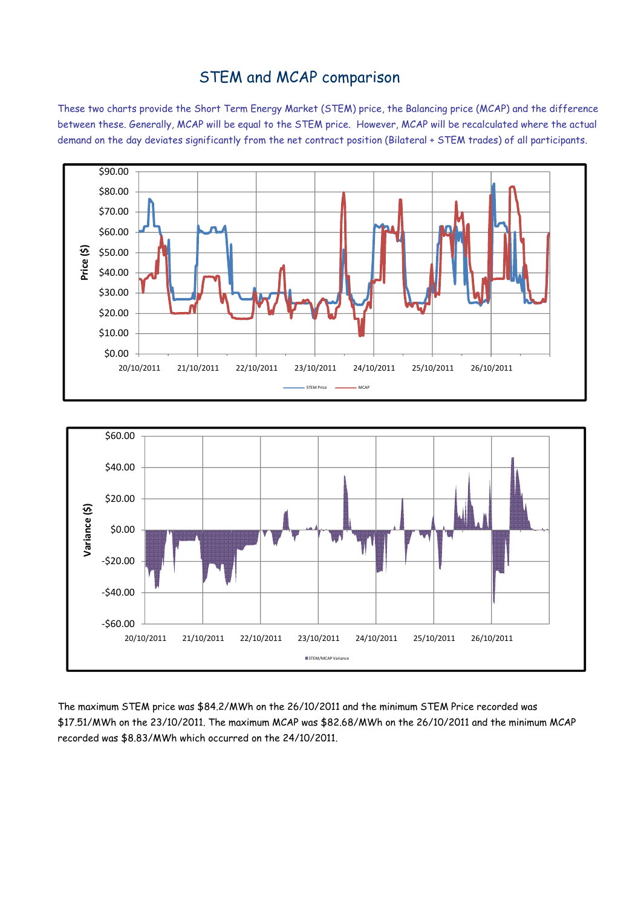# STEM and MCAP comparison

These two charts provide the Short Term Energy Market (STEM) price, the Balancing price (MCAP) and the difference between these. Generally, MCAP will be equal to the STEM price. However, MCAP will be recalculated where the actual demand on the day deviates significantly from the net contract position (Bilateral + STEM trades) of all participants.

Price ($)

$90.00
$80.00
$70.00
$60.00
$50.00
$40.00
$30.00
$20.00
$10.00
$0.00

20/10/2011 21/10/2011 22/10/2011 23/10/2011 24/10/2011 25/10/2011 26/10/2011

STEM Price MCAP

Variance ($)

$60.00
$40.00
$20.00
$0.00
-$20.00
-$40.00
-$60.00

20/10/2011 21/10/2011 22/10/2011 23/10/2011 24/10/2011 25/10/2011 26/10/2011

STEM/MCAP Variance

The maximum STEM price was $84.2/MWh on the 26/10/2011 and the minimum STEM Price recorded was $17.51/MWh on the 23/10/2011. The maximum MCAP was $82.68/MWh on the 26/10/2011 and the minimum MCAP recorded was $8.83/MWh which occurred on the 24/10/2011.